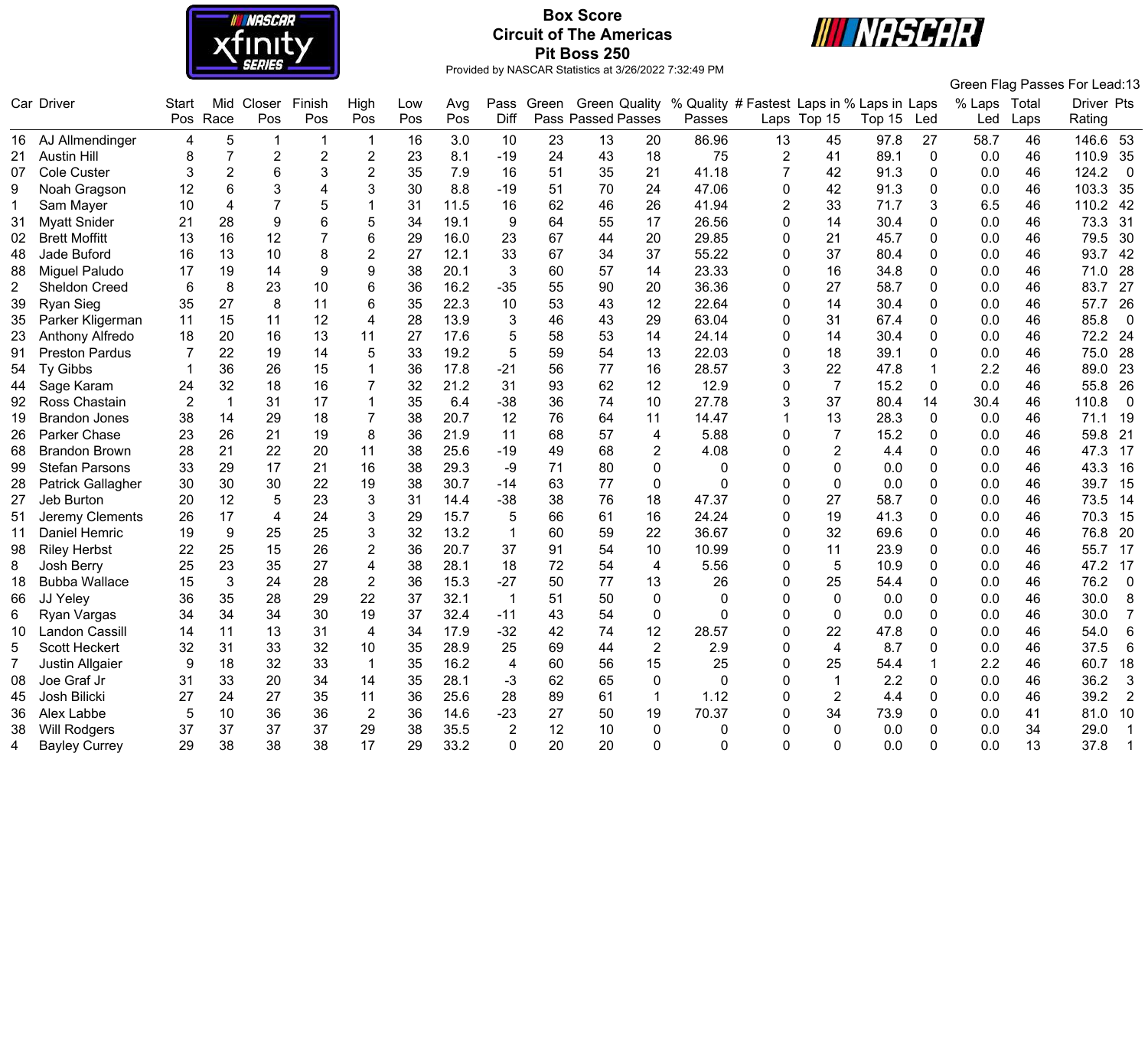# Box Score

## Circuit of The Americas

## Pit Boss 250

Provided by NASCAR Statistics at 3/26/2022 7:32:49 PM

Green Flag Passes For Lead:13

| Car | Driver | Start Pos | Mid Race | Closer Pos | Finish Pos | High Pos | Low Pos | Avg Pos | Pass Diff | Green Pass | Green Passed | Quality Passes | % Quality Passes | # Fastest Laps | Laps in Top 15 | % Laps in Top 15 | Laps Led | % Laps Led | Total Laps | Driver Rating | Pts |
|---|---|---|---|---|---|---|---|---|---|---|---|---|---|---|---|---|---|---|---|---|---|
| 16 | AJ Allmendinger | 4 | 5 | 1 | 1 | 1 | 16 | 3.0 | 10 | 23 | 13 | 20 | 86.96 | 13 | 45 | 97.8 | 27 | 58.7 | 46 | 146.6 | 53 |
| 21 | Austin Hill | 8 | 7 | 2 | 2 | 2 | 23 | 8.1 | -19 | 24 | 43 | 18 | 75 | 2 | 41 | 89.1 | 0 | 0.0 | 46 | 110.9 | 35 |
| 07 | Cole Custer | 3 | 2 | 6 | 3 | 2 | 35 | 7.9 | 16 | 51 | 35 | 21 | 41.18 | 7 | 42 | 91.3 | 0 | 0.0 | 46 | 124.2 | 0 |
| 9 | Noah Gragson | 12 | 6 | 3 | 4 | 3 | 30 | 8.8 | -19 | 51 | 70 | 24 | 47.06 | 0 | 42 | 91.3 | 0 | 0.0 | 46 | 103.3 | 35 |
| 1 | Sam Mayer | 10 | 4 | 7 | 5 | 1 | 31 | 11.5 | 16 | 62 | 46 | 26 | 41.94 | 2 | 33 | 71.7 | 3 | 6.5 | 46 | 110.2 | 42 |
| 31 | Myatt Snider | 21 | 28 | 9 | 6 | 5 | 34 | 19.1 | 9 | 64 | 55 | 17 | 26.56 | 0 | 14 | 30.4 | 0 | 0.0 | 46 | 73.3 | 31 |
| 02 | Brett Moffitt | 13 | 16 | 12 | 7 | 6 | 29 | 16.0 | 23 | 67 | 44 | 20 | 29.85 | 0 | 21 | 45.7 | 0 | 0.0 | 46 | 79.5 | 30 |
| 48 | Jade Buford | 16 | 13 | 10 | 8 | 2 | 27 | 12.1 | 33 | 67 | 34 | 37 | 55.22 | 0 | 37 | 80.4 | 0 | 0.0 | 46 | 93.7 | 42 |
| 88 | Miguel Paludo | 17 | 19 | 14 | 9 | 9 | 38 | 20.1 | 3 | 60 | 57 | 14 | 23.33 | 0 | 16 | 34.8 | 0 | 0.0 | 46 | 71.0 | 28 |
| 2 | Sheldon Creed | 6 | 8 | 23 | 10 | 6 | 36 | 16.2 | -35 | 55 | 90 | 20 | 36.36 | 0 | 27 | 58.7 | 0 | 0.0 | 46 | 83.7 | 27 |
| 39 | Ryan Sieg | 35 | 27 | 8 | 11 | 6 | 35 | 22.3 | 10 | 53 | 43 | 12 | 22.64 | 0 | 14 | 30.4 | 0 | 0.0 | 46 | 57.7 | 26 |
| 35 | Parker Kligerman | 11 | 15 | 11 | 12 | 4 | 28 | 13.9 | 3 | 46 | 43 | 29 | 63.04 | 0 | 31 | 67.4 | 0 | 0.0 | 46 | 85.8 | 0 |
| 23 | Anthony Alfredo | 18 | 20 | 16 | 13 | 11 | 27 | 17.6 | 5 | 58 | 53 | 14 | 24.14 | 0 | 14 | 30.4 | 0 | 0.0 | 46 | 72.2 | 24 |
| 91 | Preston Pardus | 7 | 22 | 19 | 14 | 5 | 33 | 19.2 | 5 | 59 | 54 | 13 | 22.03 | 0 | 18 | 39.1 | 0 | 0.0 | 46 | 75.0 | 28 |
| 54 | Ty Gibbs | 1 | 36 | 26 | 15 | 1 | 36 | 17.8 | -21 | 56 | 77 | 16 | 28.57 | 3 | 22 | 47.8 | 1 | 2.2 | 46 | 89.0 | 23 |
| 44 | Sage Karam | 24 | 32 | 18 | 16 | 7 | 32 | 21.2 | 31 | 93 | 62 | 12 | 12.9 | 0 | 7 | 15.2 | 0 | 0.0 | 46 | 55.8 | 26 |
| 92 | Ross Chastain | 2 | 1 | 31 | 17 | 1 | 35 | 6.4 | -38 | 36 | 74 | 10 | 27.78 | 3 | 37 | 80.4 | 14 | 30.4 | 46 | 110.8 | 0 |
| 19 | Brandon Jones | 38 | 14 | 29 | 18 | 7 | 38 | 20.7 | 12 | 76 | 64 | 11 | 14.47 | 1 | 13 | 28.3 | 0 | 0.0 | 46 | 71.1 | 19 |
| 26 | Parker Chase | 23 | 26 | 21 | 19 | 8 | 36 | 21.9 | 11 | 68 | 57 | 4 | 5.88 | 0 | 7 | 15.2 | 0 | 0.0 | 46 | 59.8 | 21 |
| 68 | Brandon Brown | 28 | 21 | 22 | 20 | 11 | 38 | 25.6 | -19 | 49 | 68 | 2 | 4.08 | 0 | 2 | 4.4 | 0 | 0.0 | 46 | 47.3 | 17 |
| 99 | Stefan Parsons | 33 | 29 | 17 | 21 | 16 | 38 | 29.3 | -9 | 71 | 80 | 0 | 0 | 0 | 0 | 0.0 | 0 | 0.0 | 46 | 43.3 | 16 |
| 28 | Patrick Gallagher | 30 | 30 | 30 | 22 | 19 | 38 | 30.7 | -14 | 63 | 77 | 0 | 0 | 0 | 0 | 0.0 | 0 | 0.0 | 46 | 39.7 | 15 |
| 27 | Jeb Burton | 20 | 12 | 5 | 23 | 3 | 31 | 14.4 | -38 | 38 | 76 | 18 | 47.37 | 0 | 27 | 58.7 | 0 | 0.0 | 46 | 73.5 | 14 |
| 51 | Jeremy Clements | 26 | 17 | 4 | 24 | 3 | 29 | 15.7 | 5 | 66 | 61 | 16 | 24.24 | 0 | 19 | 41.3 | 0 | 0.0 | 46 | 70.3 | 15 |
| 11 | Daniel Hemric | 19 | 9 | 25 | 25 | 3 | 32 | 13.2 | 1 | 60 | 59 | 22 | 36.67 | 0 | 32 | 69.6 | 0 | 0.0 | 46 | 76.8 | 20 |
| 98 | Riley Herbst | 22 | 25 | 15 | 26 | 2 | 36 | 20.7 | 37 | 91 | 54 | 10 | 10.99 | 0 | 11 | 23.9 | 0 | 0.0 | 46 | 55.7 | 17 |
| 8 | Josh Berry | 25 | 23 | 35 | 27 | 4 | 38 | 28.1 | 18 | 72 | 54 | 4 | 5.56 | 0 | 5 | 10.9 | 0 | 0.0 | 46 | 47.2 | 17 |
| 18 | Bubba Wallace | 15 | 3 | 24 | 28 | 2 | 36 | 15.3 | -27 | 50 | 77 | 13 | 26 | 0 | 25 | 54.4 | 0 | 0.0 | 46 | 76.2 | 0 |
| 66 | JJ Yeley | 36 | 35 | 28 | 29 | 22 | 37 | 32.1 | 1 | 51 | 50 | 0 | 0 | 0 | 0 | 0.0 | 0 | 0.0 | 46 | 30.0 | 8 |
| 6 | Ryan Vargas | 34 | 34 | 34 | 30 | 19 | 37 | 32.4 | -11 | 43 | 54 | 0 | 0 | 0 | 0 | 0.0 | 0 | 0.0 | 46 | 30.0 | 7 |
| 10 | Landon Cassill | 14 | 11 | 13 | 31 | 4 | 34 | 17.9 | -32 | 42 | 74 | 12 | 28.57 | 0 | 22 | 47.8 | 0 | 0.0 | 46 | 54.0 | 6 |
| 5 | Scott Heckert | 32 | 31 | 33 | 32 | 10 | 35 | 28.9 | 25 | 69 | 44 | 2 | 2.9 | 0 | 4 | 8.7 | 0 | 0.0 | 46 | 37.5 | 6 |
| 7 | Justin Allgaier | 9 | 18 | 32 | 33 | 1 | 35 | 16.2 | 4 | 60 | 56 | 15 | 25 | 0 | 25 | 54.4 | 1 | 2.2 | 46 | 60.7 | 18 |
| 08 | Joe Graf Jr | 31 | 33 | 20 | 34 | 14 | 35 | 28.1 | -3 | 62 | 65 | 0 | 0 | 0 | 1 | 2.2 | 0 | 0.0 | 46 | 36.2 | 3 |
| 45 | Josh Bilicki | 27 | 24 | 27 | 35 | 11 | 36 | 25.6 | 28 | 89 | 61 | 1 | 1.12 | 0 | 2 | 4.4 | 0 | 0.0 | 46 | 39.2 | 2 |
| 36 | Alex Labbe | 5 | 10 | 36 | 36 | 2 | 36 | 14.6 | -23 | 27 | 50 | 19 | 70.37 | 0 | 34 | 73.9 | 0 | 0.0 | 41 | 81.0 | 10 |
| 38 | Will Rodgers | 37 | 37 | 37 | 37 | 29 | 38 | 35.5 | 2 | 12 | 10 | 0 | 0 | 0 | 0 | 0.0 | 0 | 0.0 | 34 | 29.0 | 1 |
| 4 | Bayley Currey | 29 | 38 | 38 | 38 | 17 | 29 | 33.2 | 0 | 20 | 20 | 0 | 0 | 0 | 0 | 0.0 | 0 | 0.0 | 13 | 37.8 | 1 |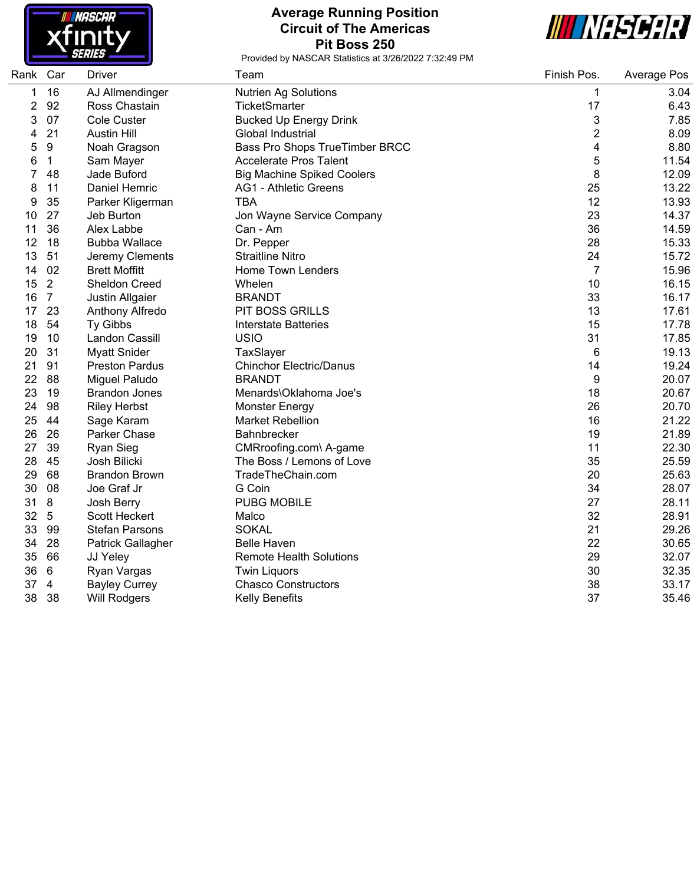# Average Running Position

## Circuit of The Americas

## Pit Boss 250

Provided by NASCAR Statistics at 3/26/2022 7:32:49 PM

| Rank | Car | Driver | Team | Finish Pos. | Average Pos |
|---|---|---|---|---|---|
| 1 | 16 | AJ Allmendinger | Nutrien Ag Solutions | 1 | 3.04 |
| 2 | 92 | Ross Chastain | TicketSmarter | 17 | 6.43 |
| 3 | 07 | Cole Custer | Bucked Up Energy Drink | 3 | 7.85 |
| 4 | 21 | Austin Hill | Global Industrial | 2 | 8.09 |
| 5 | 9 | Noah Gragson | Bass Pro Shops TrueTimber BRCC | 4 | 8.80 |
| 6 | 1 | Sam Mayer | Accelerate Pros Talent | 5 | 11.54 |
| 7 | 48 | Jade Buford | Big Machine Spiked Coolers | 8 | 12.09 |
| 8 | 11 | Daniel Hemric | AG1 - Athletic Greens | 25 | 13.22 |
| 9 | 35 | Parker Kligerman | TBA | 12 | 13.93 |
| 10 | 27 | Jeb Burton | Jon Wayne Service Company | 23 | 14.37 |
| 11 | 36 | Alex Labbe | Can - Am | 36 | 14.59 |
| 12 | 18 | Bubba Wallace | Dr. Pepper | 28 | 15.33 |
| 13 | 51 | Jeremy Clements | Straitline Nitro | 24 | 15.72 |
| 14 | 02 | Brett Moffitt | Home Town Lenders | 7 | 15.96 |
| 15 | 2 | Sheldon Creed | Whelen | 10 | 16.15 |
| 16 | 7 | Justin Allgaier | BRANDT | 33 | 16.17 |
| 17 | 23 | Anthony Alfredo | PIT BOSS GRILLS | 13 | 17.61 |
| 18 | 54 | Ty Gibbs | Interstate Batteries | 15 | 17.78 |
| 19 | 10 | Landon Cassill | USIO | 31 | 17.85 |
| 20 | 31 | Myatt Snider | TaxSlayer | 6 | 19.13 |
| 21 | 91 | Preston Pardus | Chinchor Electric/Danus | 14 | 19.24 |
| 22 | 88 | Miguel Paludo | BRANDT | 9 | 20.07 |
| 23 | 19 | Brandon Jones | Menards\Oklahoma Joe's | 18 | 20.67 |
| 24 | 98 | Riley Herbst | Monster Energy | 26 | 20.70 |
| 25 | 44 | Sage Karam | Market Rebellion | 16 | 21.22 |
| 26 | 26 | Parker Chase | Bahnbrecker | 19 | 21.89 |
| 27 | 39 | Ryan Sieg | CMRroofing.com\ A-game | 11 | 22.30 |
| 28 | 45 | Josh Bilicki | The Boss / Lemons of Love | 35 | 25.59 |
| 29 | 68 | Brandon Brown | TradeTheChain.com | 20 | 25.63 |
| 30 | 08 | Joe Graf Jr | G Coin | 34 | 28.07 |
| 31 | 8 | Josh Berry | PUBG MOBILE | 27 | 28.11 |
| 32 | 5 | Scott Heckert | Malco | 32 | 28.91 |
| 33 | 99 | Stefan Parsons | SOKAL | 21 | 29.26 |
| 34 | 28 | Patrick Gallagher | Belle Haven | 22 | 30.65 |
| 35 | 66 | JJ Yeley | Remote Health Solutions | 29 | 32.07 |
| 36 | 6 | Ryan Vargas | Twin Liquors | 30 | 32.35 |
| 37 | 4 | Bayley Currey | Chasco Constructors | 38 | 33.17 |
| 38 | 38 | Will Rodgers | Kelly Benefits | 37 | 35.46 |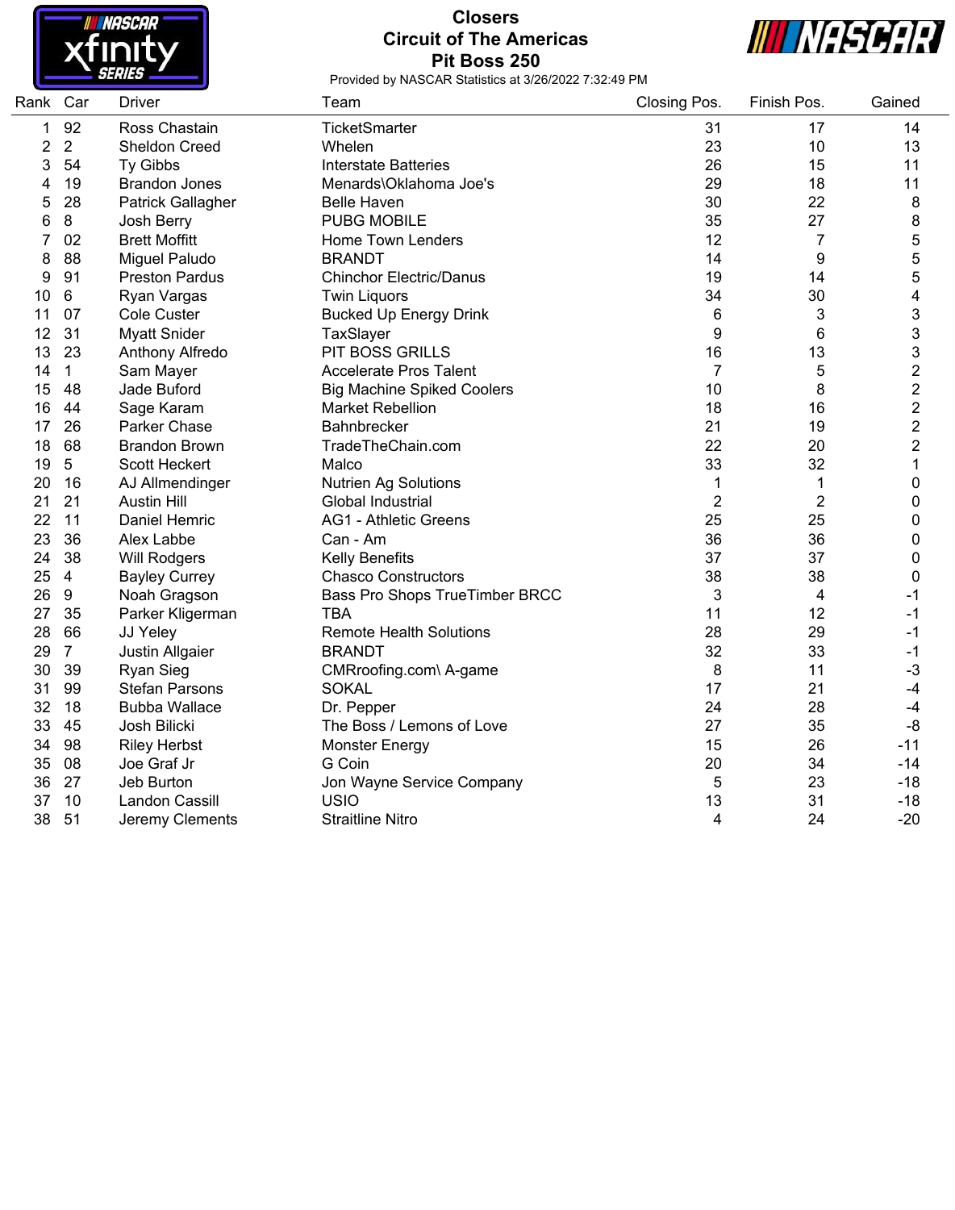# Closers

## Circuit of The Americas

## Pit Boss 250

Provided by NASCAR Statistics at 3/26/2022 7:32:49 PM

| Rank | Car | Driver | Team | Closing Pos. | Finish Pos. | Gained |
|---|---|---|---|---|---|---|
| 1 | 92 | Ross Chastain | TicketSmarter | 31 | 17 | 14 |
| 2 | 2 | Sheldon Creed | Whelen | 23 | 10 | 13 |
| 3 | 54 | Ty Gibbs | Interstate Batteries | 26 | 15 | 11 |
| 4 | 19 | Brandon Jones | Menards\Oklahoma Joe's | 29 | 18 | 11 |
| 5 | 28 | Patrick Gallagher | Belle Haven | 30 | 22 | 8 |
| 6 | 8 | Josh Berry | PUBG MOBILE | 35 | 27 | 8 |
| 7 | 02 | Brett Moffitt | Home Town Lenders | 12 | 7 | 5 |
| 8 | 88 | Miguel Paludo | BRANDT | 14 | 9 | 5 |
| 9 | 91 | Preston Pardus | Chinchor Electric/Danus | 19 | 14 | 5 |
| 10 | 6 | Ryan Vargas | Twin Liquors | 34 | 30 | 4 |
| 11 | 07 | Cole Custer | Bucked Up Energy Drink | 6 | 3 | 3 |
| 12 | 31 | Myatt Snider | TaxSlayer | 9 | 6 | 3 |
| 13 | 23 | Anthony Alfredo | PIT BOSS GRILLS | 16 | 13 | 3 |
| 14 | 1 | Sam Mayer | Accelerate Pros Talent | 7 | 5 | 2 |
| 15 | 48 | Jade Buford | Big Machine Spiked Coolers | 10 | 8 | 2 |
| 16 | 44 | Sage Karam | Market Rebellion | 18 | 16 | 2 |
| 17 | 26 | Parker Chase | Bahnbrecker | 21 | 19 | 2 |
| 18 | 68 | Brandon Brown | TradeTheChain.com | 22 | 20 | 2 |
| 19 | 5 | Scott Heckert | Malco | 33 | 32 | 1 |
| 20 | 16 | AJ Allmendinger | Nutrien Ag Solutions | 1 | 1 | 0 |
| 21 | 21 | Austin Hill | Global Industrial | 2 | 2 | 0 |
| 22 | 11 | Daniel Hemric | AG1 - Athletic Greens | 25 | 25 | 0 |
| 23 | 36 | Alex Labbe | Can - Am | 36 | 36 | 0 |
| 24 | 38 | Will Rodgers | Kelly Benefits | 37 | 37 | 0 |
| 25 | 4 | Bayley Currey | Chasco Constructors | 38 | 38 | 0 |
| 26 | 9 | Noah Gragson | Bass Pro Shops TrueTimber BRCC | 3 | 4 | -1 |
| 27 | 35 | Parker Kligerman | TBA | 11 | 12 | -1 |
| 28 | 66 | JJ Yeley | Remote Health Solutions | 28 | 29 | -1 |
| 29 | 7 | Justin Allgaier | BRANDT | 32 | 33 | -1 |
| 30 | 39 | Ryan Sieg | CMRroofing.com\ A-game | 8 | 11 | -3 |
| 31 | 99 | Stefan Parsons | SOKAL | 17 | 21 | -4 |
| 32 | 18 | Bubba Wallace | Dr. Pepper | 24 | 28 | -4 |
| 33 | 45 | Josh Bilicki | The Boss / Lemons of Love | 27 | 35 | -8 |
| 34 | 98 | Riley Herbst | Monster Energy | 15 | 26 | -11 |
| 35 | 08 | Joe Graf Jr | G Coin | 20 | 34 | -14 |
| 36 | 27 | Jeb Burton | Jon Wayne Service Company | 5 | 23 | -18 |
| 37 | 10 | Landon Cassill | USIO | 13 | 31 | -18 |
| 38 | 51 | Jeremy Clements | Straitline Nitro | 4 | 24 | -20 |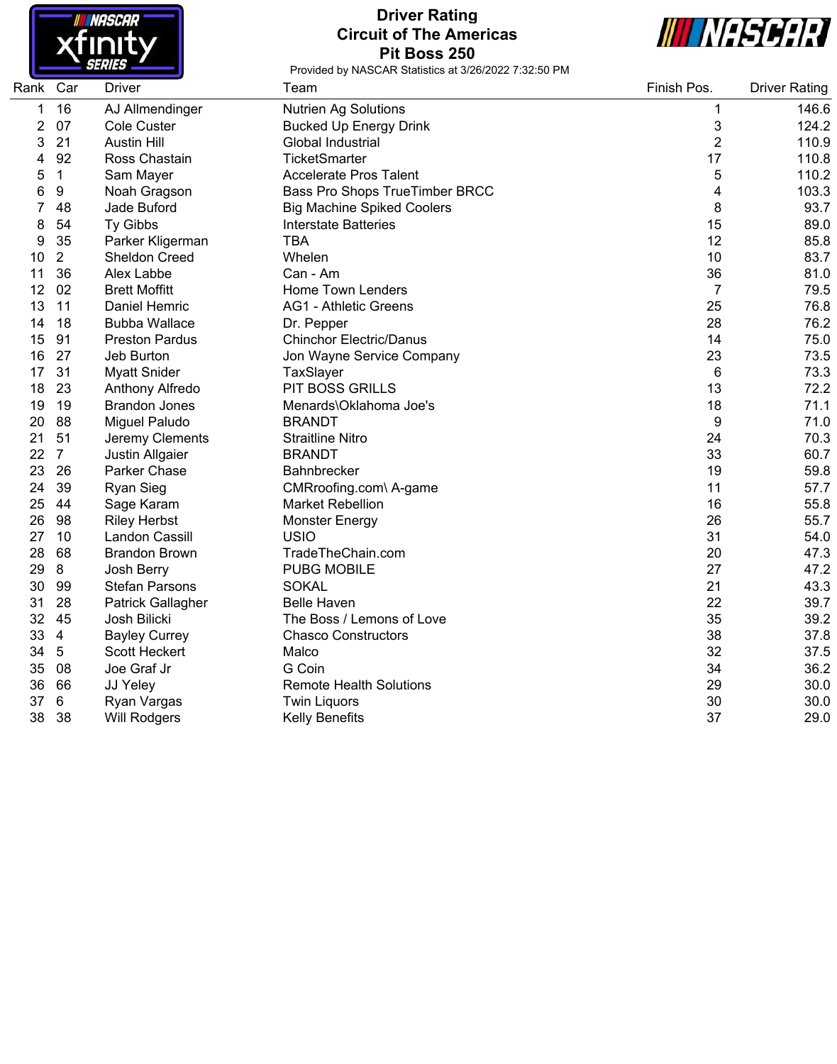# Driver Rating
## Circuit of The Americas
## Pit Boss 250

Provided by NASCAR Statistics at 3/26/2022 7:32:50 PM

| Rank | Car | Driver | Team | Finish Pos. | Driver Rating |
|---|---|---|---|---|---|
| 1 | 16 | AJ Allmendinger | Nutrien Ag Solutions | 1 | 146.6 |
| 2 | 07 | Cole Custer | Bucked Up Energy Drink | 3 | 124.2 |
| 3 | 21 | Austin Hill | Global Industrial | 2 | 110.9 |
| 4 | 92 | Ross Chastain | TicketSmarter | 17 | 110.8 |
| 5 | 1 | Sam Mayer | Accelerate Pros Talent | 5 | 110.2 |
| 6 | 9 | Noah Gragson | Bass Pro Shops TrueTimber BRCC | 4 | 103.3 |
| 7 | 48 | Jade Buford | Big Machine Spiked Coolers | 8 | 93.7 |
| 8 | 54 | Ty Gibbs | Interstate Batteries | 15 | 89.0 |
| 9 | 35 | Parker Kligerman | TBA | 12 | 85.8 |
| 10 | 2 | Sheldon Creed | Whelen | 10 | 83.7 |
| 11 | 36 | Alex Labbe | Can - Am | 36 | 81.0 |
| 12 | 02 | Brett Moffitt | Home Town Lenders | 7 | 79.5 |
| 13 | 11 | Daniel Hemric | AG1 - Athletic Greens | 25 | 76.8 |
| 14 | 18 | Bubba Wallace | Dr. Pepper | 28 | 76.2 |
| 15 | 91 | Preston Pardus | Chinchor Electric/Danus | 14 | 75.0 |
| 16 | 27 | Jeb Burton | Jon Wayne Service Company | 23 | 73.5 |
| 17 | 31 | Myatt Snider | TaxSlayer | 6 | 73.3 |
| 18 | 23 | Anthony Alfredo | PIT BOSS GRILLS | 13 | 72.2 |
| 19 | 19 | Brandon Jones | Menards\Oklahoma Joe's | 18 | 71.1 |
| 20 | 88 | Miguel Paludo | BRANDT | 9 | 71.0 |
| 21 | 51 | Jeremy Clements | Straitline Nitro | 24 | 70.3 |
| 22 | 7 | Justin Allgaier | BRANDT | 33 | 60.7 |
| 23 | 26 | Parker Chase | Bahnbrecker | 19 | 59.8 |
| 24 | 39 | Ryan Sieg | CMRroofing.com\ A-game | 11 | 57.7 |
| 25 | 44 | Sage Karam | Market Rebellion | 16 | 55.8 |
| 26 | 98 | Riley Herbst | Monster Energy | 26 | 55.7 |
| 27 | 10 | Landon Cassill | USIO | 31 | 54.0 |
| 28 | 68 | Brandon Brown | TradeTheChain.com | 20 | 47.3 |
| 29 | 8 | Josh Berry | PUBG MOBILE | 27 | 47.2 |
| 30 | 99 | Stefan Parsons | SOKAL | 21 | 43.3 |
| 31 | 28 | Patrick Gallagher | Belle Haven | 22 | 39.7 |
| 32 | 45 | Josh Bilicki | The Boss / Lemons of Love | 35 | 39.2 |
| 33 | 4 | Bayley Currey | Chasco Constructors | 38 | 37.8 |
| 34 | 5 | Scott Heckert | Malco | 32 | 37.5 |
| 35 | 08 | Joe Graf Jr | G Coin | 34 | 36.2 |
| 36 | 66 | JJ Yeley | Remote Health Solutions | 29 | 30.0 |
| 37 | 6 | Ryan Vargas | Twin Liquors | 30 | 30.0 |
| 38 | 38 | Will Rodgers | Kelly Benefits | 37 | 29.0 |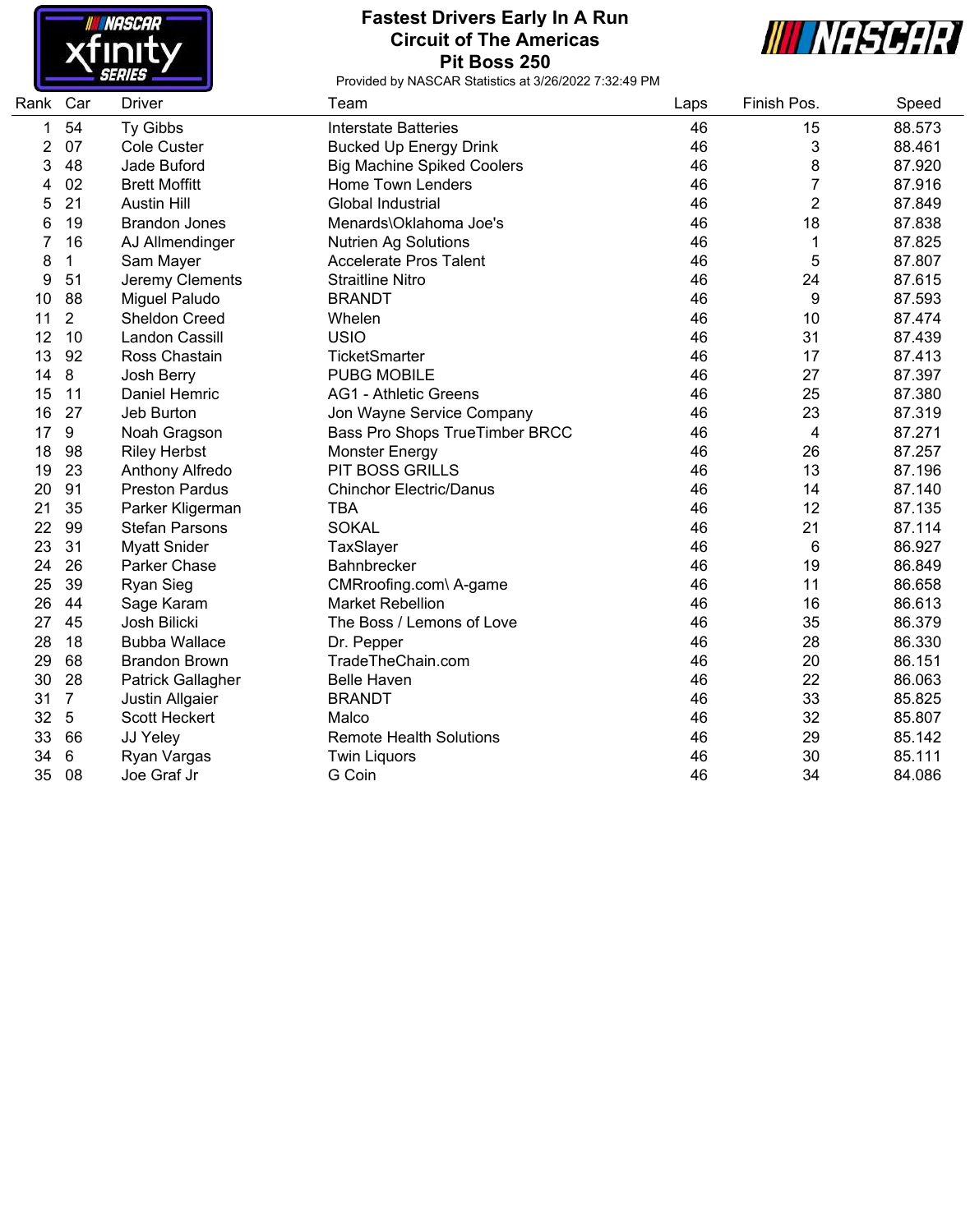# Fastest Drivers Early In A Run
## Circuit of The Americas
## Pit Boss 250

Provided by NASCAR Statistics at 3/26/2022 7:32:49 PM

| Rank | Car | Driver | Team | Laps | Finish Pos. | Speed |
|---|---|---|---|---|---|---|
| 1 | 54 | Ty Gibbs | Interstate Batteries | 46 | 15 | 88.573 |
| 2 | 07 | Cole Custer | Bucked Up Energy Drink | 46 | 3 | 88.461 |
| 3 | 48 | Jade Buford | Big Machine Spiked Coolers | 46 | 8 | 87.920 |
| 4 | 02 | Brett Moffitt | Home Town Lenders | 46 | 7 | 87.916 |
| 5 | 21 | Austin Hill | Global Industrial | 46 | 2 | 87.849 |
| 6 | 19 | Brandon Jones | Menards\Oklahoma Joe's | 46 | 18 | 87.838 |
| 7 | 16 | AJ Allmendinger | Nutrien Ag Solutions | 46 | 1 | 87.825 |
| 8 | 1 | Sam Mayer | Accelerate Pros Talent | 46 | 5 | 87.807 |
| 9 | 51 | Jeremy Clements | Straitline Nitro | 46 | 24 | 87.615 |
| 10 | 88 | Miguel Paludo | BRANDT | 46 | 9 | 87.593 |
| 11 | 2 | Sheldon Creed | Whelen | 46 | 10 | 87.474 |
| 12 | 10 | Landon Cassill | USIO | 46 | 31 | 87.439 |
| 13 | 92 | Ross Chastain | TicketSmarter | 46 | 17 | 87.413 |
| 14 | 8 | Josh Berry | PUBG MOBILE | 46 | 27 | 87.397 |
| 15 | 11 | Daniel Hemric | AG1 - Athletic Greens | 46 | 25 | 87.380 |
| 16 | 27 | Jeb Burton | Jon Wayne Service Company | 46 | 23 | 87.319 |
| 17 | 9 | Noah Gragson | Bass Pro Shops TrueTimber BRCC | 46 | 4 | 87.271 |
| 18 | 98 | Riley Herbst | Monster Energy | 46 | 26 | 87.257 |
| 19 | 23 | Anthony Alfredo | PIT BOSS GRILLS | 46 | 13 | 87.196 |
| 20 | 91 | Preston Pardus | Chinchor Electric/Danus | 46 | 14 | 87.140 |
| 21 | 35 | Parker Kligerman | TBA | 46 | 12 | 87.135 |
| 22 | 99 | Stefan Parsons | SOKAL | 46 | 21 | 87.114 |
| 23 | 31 | Myatt Snider | TaxSlayer | 46 | 6 | 86.927 |
| 24 | 26 | Parker Chase | Bahnbrecker | 46 | 19 | 86.849 |
| 25 | 39 | Ryan Sieg | CMRroofing.com\ A-game | 46 | 11 | 86.658 |
| 26 | 44 | Sage Karam | Market Rebellion | 46 | 16 | 86.613 |
| 27 | 45 | Josh Bilicki | The Boss / Lemons of Love | 46 | 35 | 86.379 |
| 28 | 18 | Bubba Wallace | Dr. Pepper | 46 | 28 | 86.330 |
| 29 | 68 | Brandon Brown | TradeTheChain.com | 46 | 20 | 86.151 |
| 30 | 28 | Patrick Gallagher | Belle Haven | 46 | 22 | 86.063 |
| 31 | 7 | Justin Allgaier | BRANDT | 46 | 33 | 85.825 |
| 32 | 5 | Scott Heckert | Malco | 46 | 32 | 85.807 |
| 33 | 66 | JJ Yeley | Remote Health Solutions | 46 | 29 | 85.142 |
| 34 | 6 | Ryan Vargas | Twin Liquors | 46 | 30 | 85.111 |
| 35 | 08 | Joe Graf Jr | G Coin | 46 | 34 | 84.086 |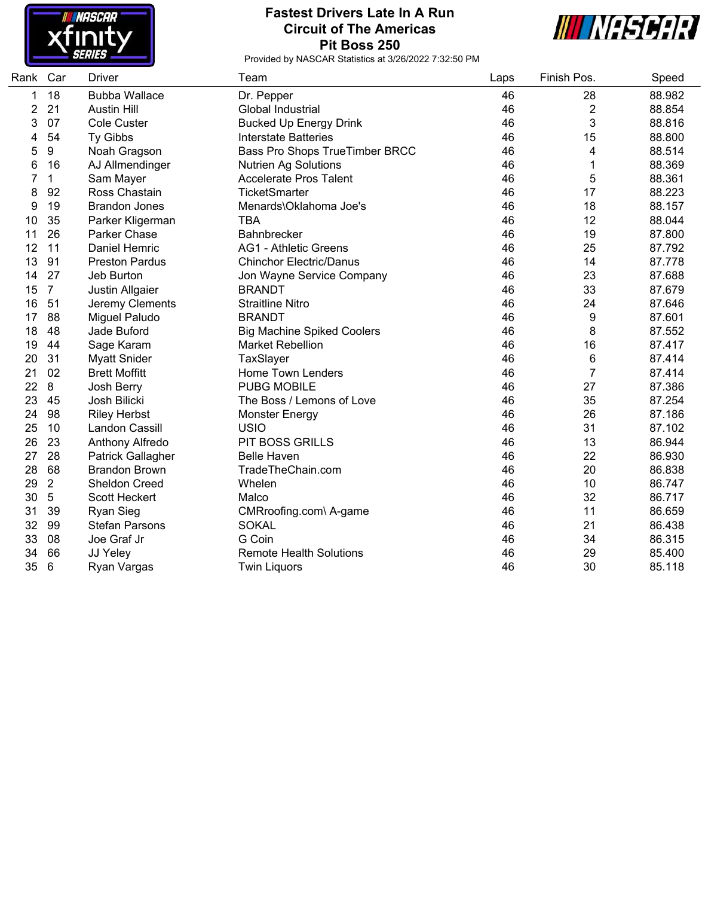# Fastest Drivers Late In A Run
## Circuit of The Americas
## Pit Boss 250

Provided by NASCAR Statistics at 3/26/2022 7:32:50 PM

| Rank | Car | Driver | Team | Laps | Finish Pos. | Speed |
|---|---|---|---|---|---|---|
| 1 | 18 | Bubba Wallace | Dr. Pepper | 46 | 28 | 88.982 |
| 2 | 21 | Austin Hill | Global Industrial | 46 | 2 | 88.854 |
| 3 | 07 | Cole Custer | Bucked Up Energy Drink | 46 | 3 | 88.816 |
| 4 | 54 | Ty Gibbs | Interstate Batteries | 46 | 15 | 88.800 |
| 5 | 9 | Noah Gragson | Bass Pro Shops TrueTimber BRCC | 46 | 4 | 88.514 |
| 6 | 16 | AJ Allmendinger | Nutrien Ag Solutions | 46 | 1 | 88.369 |
| 7 | 1 | Sam Mayer | Accelerate Pros Talent | 46 | 5 | 88.361 |
| 8 | 92 | Ross Chastain | TicketSmarter | 46 | 17 | 88.223 |
| 9 | 19 | Brandon Jones | Menards\Oklahoma Joe's | 46 | 18 | 88.157 |
| 10 | 35 | Parker Kligerman | TBA | 46 | 12 | 88.044 |
| 11 | 26 | Parker Chase | Bahnbrecker | 46 | 19 | 87.800 |
| 12 | 11 | Daniel Hemric | AG1 - Athletic Greens | 46 | 25 | 87.792 |
| 13 | 91 | Preston Pardus | Chinchor Electric/Danus | 46 | 14 | 87.778 |
| 14 | 27 | Jeb Burton | Jon Wayne Service Company | 46 | 23 | 87.688 |
| 15 | 7 | Justin Allgaier | BRANDT | 46 | 33 | 87.679 |
| 16 | 51 | Jeremy Clements | Straitline Nitro | 46 | 24 | 87.646 |
| 17 | 88 | Miguel Paludo | BRANDT | 46 | 9 | 87.601 |
| 18 | 48 | Jade Buford | Big Machine Spiked Coolers | 46 | 8 | 87.552 |
| 19 | 44 | Sage Karam | Market Rebellion | 46 | 16 | 87.417 |
| 20 | 31 | Myatt Snider | TaxSlayer | 46 | 6 | 87.414 |
| 21 | 02 | Brett Moffitt | Home Town Lenders | 46 | 7 | 87.414 |
| 22 | 8 | Josh Berry | PUBG MOBILE | 46 | 27 | 87.386 |
| 23 | 45 | Josh Bilicki | The Boss / Lemons of Love | 46 | 35 | 87.254 |
| 24 | 98 | Riley Herbst | Monster Energy | 46 | 26 | 87.186 |
| 25 | 10 | Landon Cassill | USIO | 46 | 31 | 87.102 |
| 26 | 23 | Anthony Alfredo | PIT BOSS GRILLS | 46 | 13 | 86.944 |
| 27 | 28 | Patrick Gallagher | Belle Haven | 46 | 22 | 86.930 |
| 28 | 68 | Brandon Brown | TradeTheChain.com | 46 | 20 | 86.838 |
| 29 | 2 | Sheldon Creed | Whelen | 46 | 10 | 86.747 |
| 30 | 5 | Scott Heckert | Malco | 46 | 32 | 86.717 |
| 31 | 39 | Ryan Sieg | CMRroofing.com\ A-game | 46 | 11 | 86.659 |
| 32 | 99 | Stefan Parsons | SOKAL | 46 | 21 | 86.438 |
| 33 | 08 | Joe Graf Jr | G Coin | 46 | 34 | 86.315 |
| 34 | 66 | JJ Yeley | Remote Health Solutions | 46 | 29 | 85.400 |
| 35 | 6 | Ryan Vargas | Twin Liquors | 46 | 30 | 85.118 |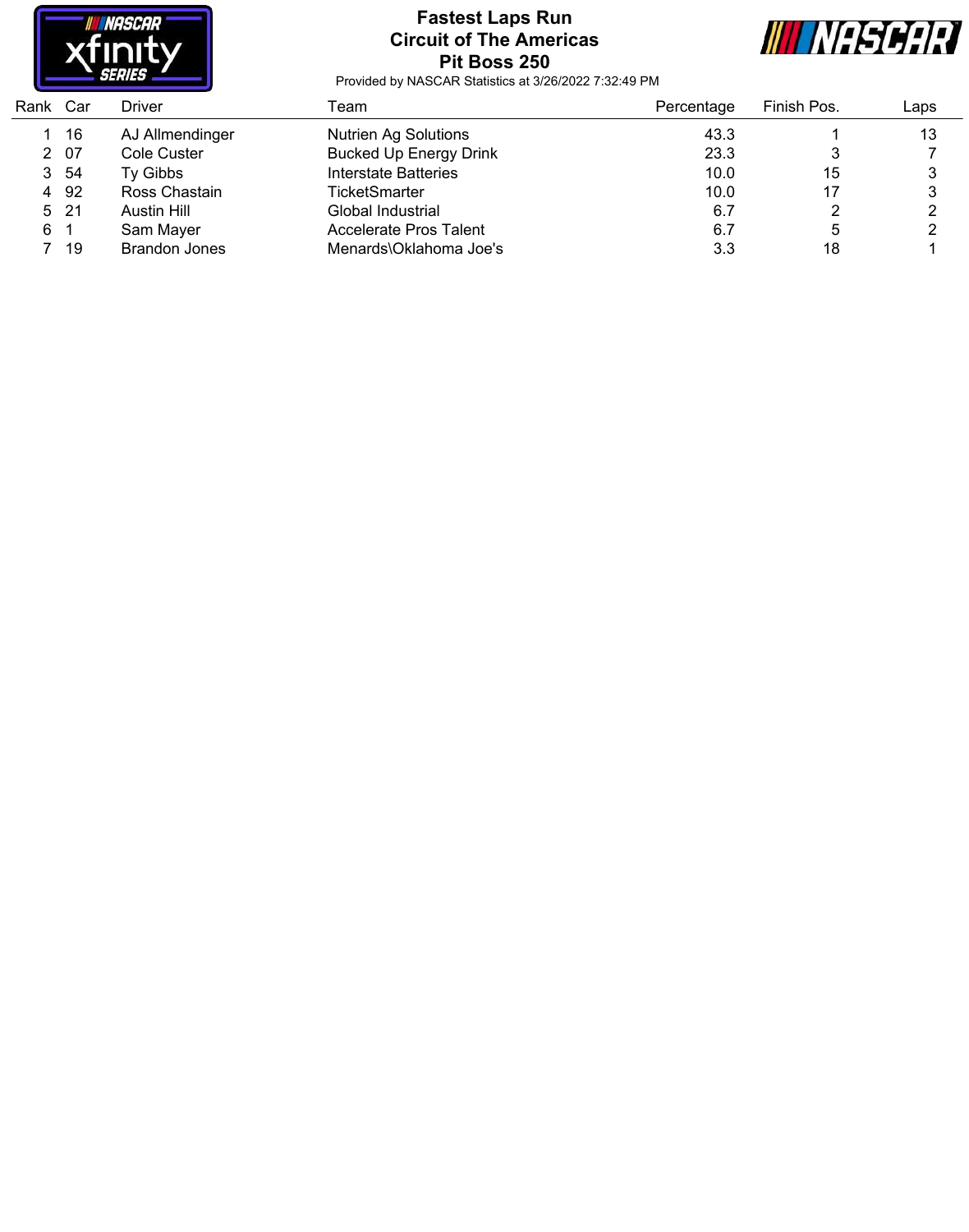# Fastest Laps Run
## Circuit of The Americas
## Pit Boss 250

Provided by NASCAR Statistics at 3/26/2022 7:32:49 PM

| Rank | Car | Driver | Team | Percentage | Finish Pos. | Laps |
|---|---|---|---|---|---|---|
| 1 | 16 | AJ Allmendinger | Nutrien Ag Solutions | 43.3 | 1 | 13 |
| 2 | 07 | Cole Custer | Bucked Up Energy Drink | 23.3 | 3 | 7 |
| 3 | 54 | Ty Gibbs | Interstate Batteries | 10.0 | 15 | 3 |
| 4 | 92 | Ross Chastain | TicketSmarter | 10.0 | 17 | 3 |
| 5 | 21 | Austin Hill | Global Industrial | 6.7 | 2 | 2 |
| 6 | 1 | Sam Mayer | Accelerate Pros Talent | 6.7 | 5 | 2 |
| 7 | 19 | Brandon Jones | Menards\Oklahoma Joe's | 3.3 | 18 | 1 |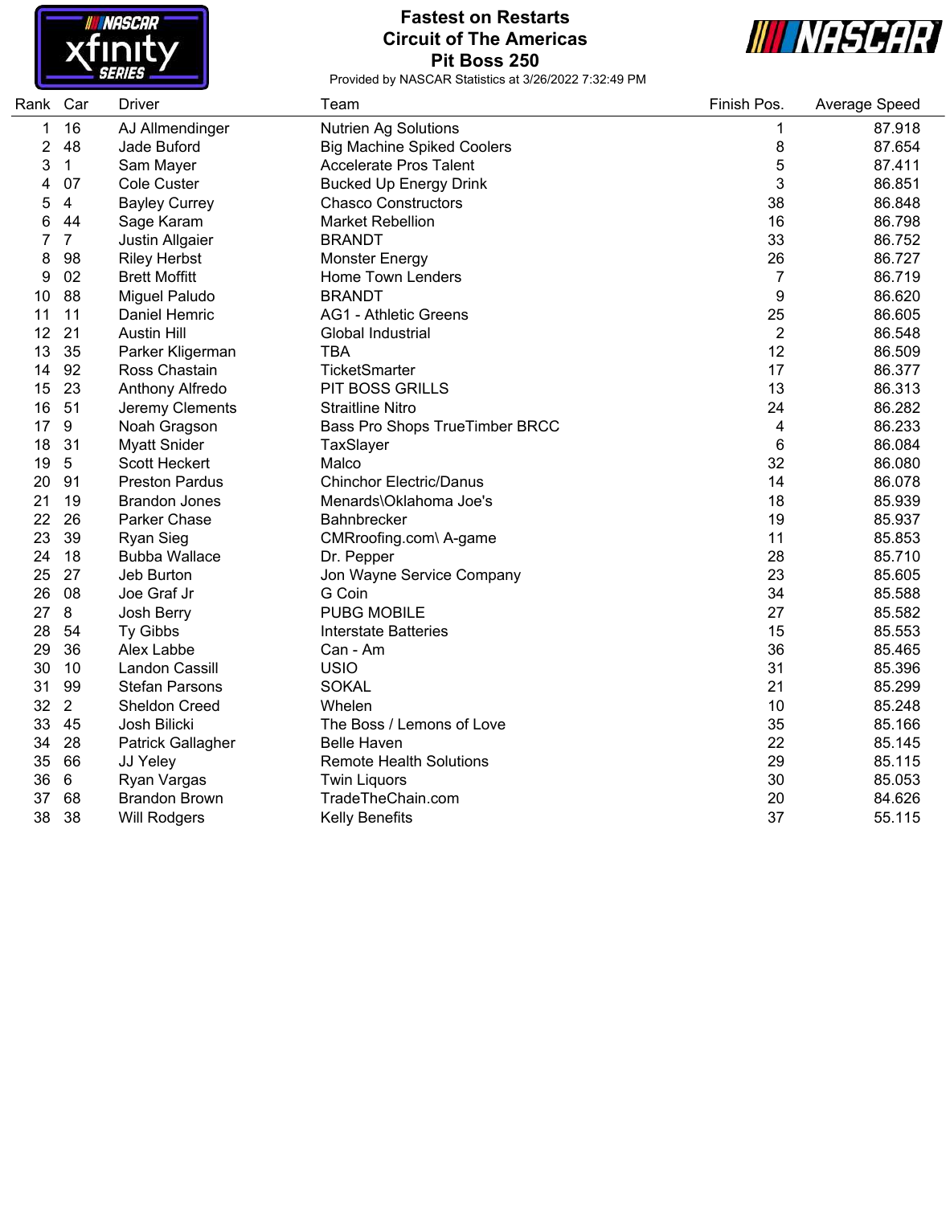# Fastest on Restarts
## Circuit of The Americas
## Pit Boss 250

Provided by NASCAR Statistics at 3/26/2022 7:32:49 PM

| Rank | Car | Driver | Team | Finish Pos. | Average Speed |
|---|---|---|---|---|---|
| 1 | 16 | AJ Allmendinger | Nutrien Ag Solutions | 1 | 87.918 |
| 2 | 48 | Jade Buford | Big Machine Spiked Coolers | 8 | 87.654 |
| 3 | 1 | Sam Mayer | Accelerate Pros Talent | 5 | 87.411 |
| 4 | 07 | Cole Custer | Bucked Up Energy Drink | 3 | 86.851 |
| 5 | 4 | Bayley Currey | Chasco Constructors | 38 | 86.848 |
| 6 | 44 | Sage Karam | Market Rebellion | 16 | 86.798 |
| 7 | 7 | Justin Allgaier | BRANDT | 33 | 86.752 |
| 8 | 98 | Riley Herbst | Monster Energy | 26 | 86.727 |
| 9 | 02 | Brett Moffitt | Home Town Lenders | 7 | 86.719 |
| 10 | 88 | Miguel Paludo | BRANDT | 9 | 86.620 |
| 11 | 11 | Daniel Hemric | AG1 - Athletic Greens | 25 | 86.605 |
| 12 | 21 | Austin Hill | Global Industrial | 2 | 86.548 |
| 13 | 35 | Parker Kligerman | TBA | 12 | 86.509 |
| 14 | 92 | Ross Chastain | TicketSmarter | 17 | 86.377 |
| 15 | 23 | Anthony Alfredo | PIT BOSS GRILLS | 13 | 86.313 |
| 16 | 51 | Jeremy Clements | Straitline Nitro | 24 | 86.282 |
| 17 | 9 | Noah Gragson | Bass Pro Shops TrueTimber BRCC | 4 | 86.233 |
| 18 | 31 | Myatt Snider | TaxSlayer | 6 | 86.084 |
| 19 | 5 | Scott Heckert | Malco | 32 | 86.080 |
| 20 | 91 | Preston Pardus | Chinchor Electric/Danus | 14 | 86.078 |
| 21 | 19 | Brandon Jones | Menards\Oklahoma Joe's | 18 | 85.939 |
| 22 | 26 | Parker Chase | Bahnbrecker | 19 | 85.937 |
| 23 | 39 | Ryan Sieg | CMRroofing.com\ A-game | 11 | 85.853 |
| 24 | 18 | Bubba Wallace | Dr. Pepper | 28 | 85.710 |
| 25 | 27 | Jeb Burton | Jon Wayne Service Company | 23 | 85.605 |
| 26 | 08 | Joe Graf Jr | G Coin | 34 | 85.588 |
| 27 | 8 | Josh Berry | PUBG MOBILE | 27 | 85.582 |
| 28 | 54 | Ty Gibbs | Interstate Batteries | 15 | 85.553 |
| 29 | 36 | Alex Labbe | Can - Am | 36 | 85.465 |
| 30 | 10 | Landon Cassill | USIO | 31 | 85.396 |
| 31 | 99 | Stefan Parsons | SOKAL | 21 | 85.299 |
| 32 | 2 | Sheldon Creed | Whelen | 10 | 85.248 |
| 33 | 45 | Josh Bilicki | The Boss / Lemons of Love | 35 | 85.166 |
| 34 | 28 | Patrick Gallagher | Belle Haven | 22 | 85.145 |
| 35 | 66 | JJ Yeley | Remote Health Solutions | 29 | 85.115 |
| 36 | 6 | Ryan Vargas | Twin Liquors | 30 | 85.053 |
| 37 | 68 | Brandon Brown | TradeTheChain.com | 20 | 84.626 |
| 38 | 38 | Will Rodgers | Kelly Benefits | 37 | 55.115 |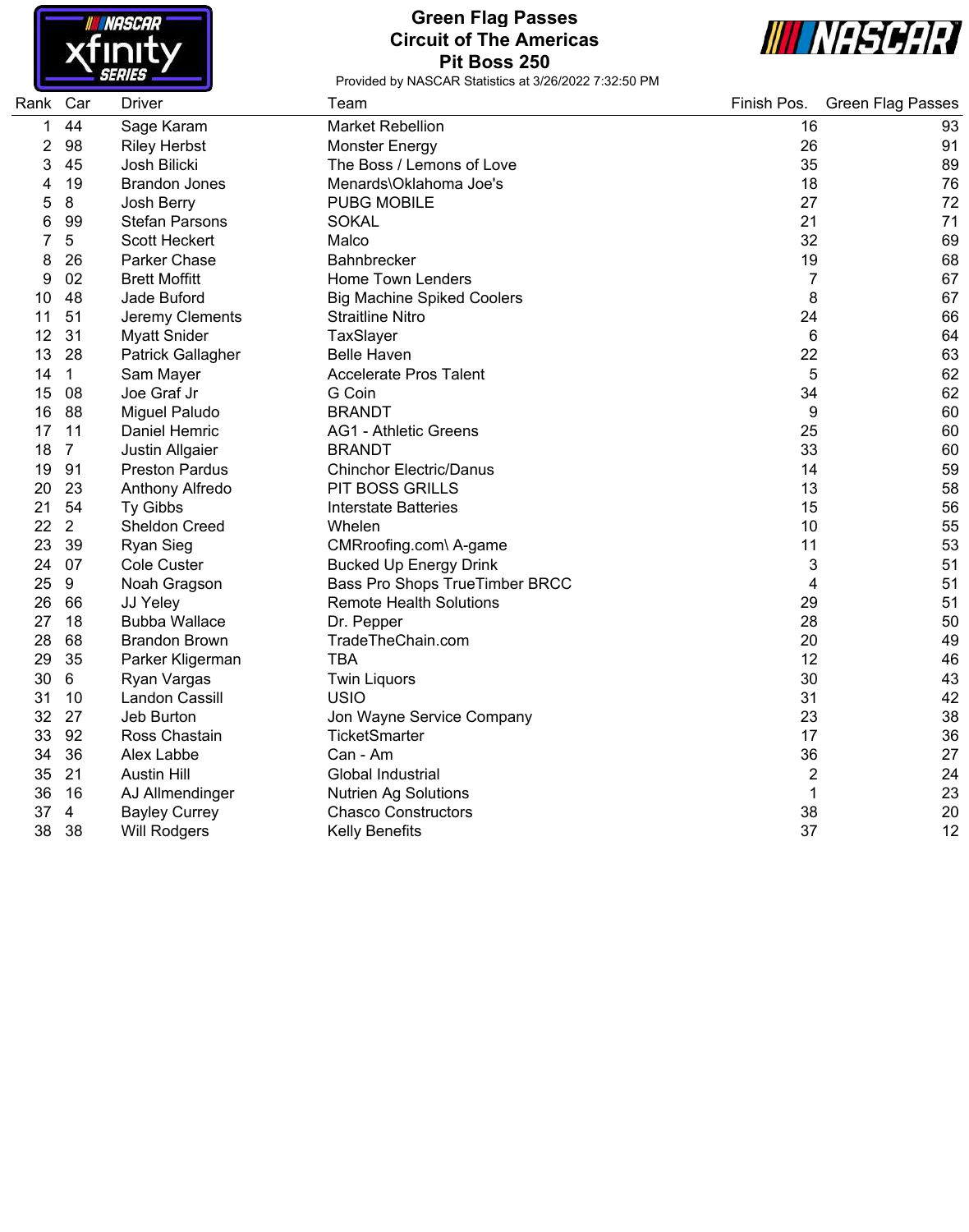# Green Flag Passes
## Circuit of The Americas
## Pit Boss 250

Provided by NASCAR Statistics at 3/26/2022 7:32:50 PM

| Rank | Car | Driver | Team | Finish Pos. | Green Flag Passes |
|---|---|---|---|---|---|
| 1 | 44 | Sage Karam | Market Rebellion | 16 | 93 |
| 2 | 98 | Riley Herbst | Monster Energy | 26 | 91 |
| 3 | 45 | Josh Bilicki | The Boss / Lemons of Love | 35 | 89 |
| 4 | 19 | Brandon Jones | Menards\Oklahoma Joe's | 18 | 76 |
| 5 | 8 | Josh Berry | PUBG MOBILE | 27 | 72 |
| 6 | 99 | Stefan Parsons | SOKAL | 21 | 71 |
| 7 | 5 | Scott Heckert | Malco | 32 | 69 |
| 8 | 26 | Parker Chase | Bahnbrecker | 19 | 68 |
| 9 | 02 | Brett Moffitt | Home Town Lenders | 7 | 67 |
| 10 | 48 | Jade Buford | Big Machine Spiked Coolers | 8 | 67 |
| 11 | 51 | Jeremy Clements | Straitline Nitro | 24 | 66 |
| 12 | 31 | Myatt Snider | TaxSlayer | 6 | 64 |
| 13 | 28 | Patrick Gallagher | Belle Haven | 22 | 63 |
| 14 | 1 | Sam Mayer | Accelerate Pros Talent | 5 | 62 |
| 15 | 08 | Joe Graf Jr | G Coin | 34 | 62 |
| 16 | 88 | Miguel Paludo | BRANDT | 9 | 60 |
| 17 | 11 | Daniel Hemric | AG1 - Athletic Greens | 25 | 60 |
| 18 | 7 | Justin Allgaier | BRANDT | 33 | 60 |
| 19 | 91 | Preston Pardus | Chinchor Electric/Danus | 14 | 59 |
| 20 | 23 | Anthony Alfredo | PIT BOSS GRILLS | 13 | 58 |
| 21 | 54 | Ty Gibbs | Interstate Batteries | 15 | 56 |
| 22 | 2 | Sheldon Creed | Whelen | 10 | 55 |
| 23 | 39 | Ryan Sieg | CMRroofing.com\ A-game | 11 | 53 |
| 24 | 07 | Cole Custer | Bucked Up Energy Drink | 3 | 51 |
| 25 | 9 | Noah Gragson | Bass Pro Shops TrueTimber BRCC | 4 | 51 |
| 26 | 66 | JJ Yeley | Remote Health Solutions | 29 | 51 |
| 27 | 18 | Bubba Wallace | Dr. Pepper | 28 | 50 |
| 28 | 68 | Brandon Brown | TradeTheChain.com | 20 | 49 |
| 29 | 35 | Parker Kligerman | TBA | 12 | 46 |
| 30 | 6 | Ryan Vargas | Twin Liquors | 30 | 43 |
| 31 | 10 | Landon Cassill | USIO | 31 | 42 |
| 32 | 27 | Jeb Burton | Jon Wayne Service Company | 23 | 38 |
| 33 | 92 | Ross Chastain | TicketSmarter | 17 | 36 |
| 34 | 36 | Alex Labbe | Can - Am | 36 | 27 |
| 35 | 21 | Austin Hill | Global Industrial | 2 | 24 |
| 36 | 16 | AJ Allmendinger | Nutrien Ag Solutions | 1 | 23 |
| 37 | 4 | Bayley Currey | Chasco Constructors | 38 | 20 |
| 38 | 38 | Will Rodgers | Kelly Benefits | 37 | 12 |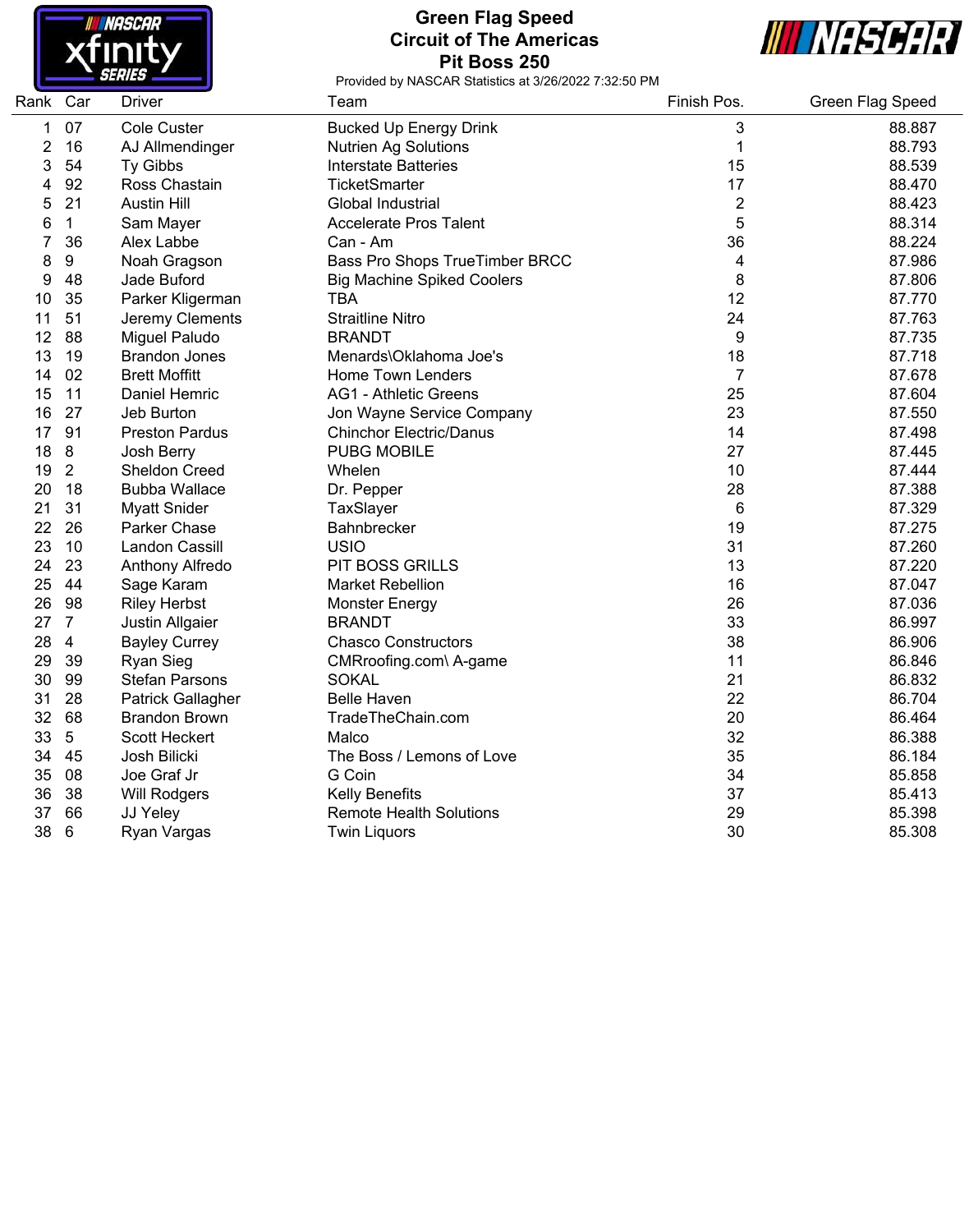# Green Flag Speed
## Circuit of The Americas
## Pit Boss 250

Provided by NASCAR Statistics at 3/26/2022 7:32:50 PM

| Rank | Car | Driver | Team | Finish Pos. | Green Flag Speed |
|---|---|---|---|---|---|
| 1 | 07 | Cole Custer | Bucked Up Energy Drink | 3 | 88.887 |
| 2 | 16 | AJ Allmendinger | Nutrien Ag Solutions | 1 | 88.793 |
| 3 | 54 | Ty Gibbs | Interstate Batteries | 15 | 88.539 |
| 4 | 92 | Ross Chastain | TicketSmarter | 17 | 88.470 |
| 5 | 21 | Austin Hill | Global Industrial | 2 | 88.423 |
| 6 | 1 | Sam Mayer | Accelerate Pros Talent | 5 | 88.314 |
| 7 | 36 | Alex Labbe | Can - Am | 36 | 88.224 |
| 8 | 9 | Noah Gragson | Bass Pro Shops TrueTimber BRCC | 4 | 87.986 |
| 9 | 48 | Jade Buford | Big Machine Spiked Coolers | 8 | 87.806 |
| 10 | 35 | Parker Kligerman | TBA | 12 | 87.770 |
| 11 | 51 | Jeremy Clements | Straitline Nitro | 24 | 87.763 |
| 12 | 88 | Miguel Paludo | BRANDT | 9 | 87.735 |
| 13 | 19 | Brandon Jones | Menards\Oklahoma Joe's | 18 | 87.718 |
| 14 | 02 | Brett Moffitt | Home Town Lenders | 7 | 87.678 |
| 15 | 11 | Daniel Hemric | AG1 - Athletic Greens | 25 | 87.604 |
| 16 | 27 | Jeb Burton | Jon Wayne Service Company | 23 | 87.550 |
| 17 | 91 | Preston Pardus | Chinchor Electric/Danus | 14 | 87.498 |
| 18 | 8 | Josh Berry | PUBG MOBILE | 27 | 87.445 |
| 19 | 2 | Sheldon Creed | Whelen | 10 | 87.444 |
| 20 | 18 | Bubba Wallace | Dr. Pepper | 28 | 87.388 |
| 21 | 31 | Myatt Snider | TaxSlayer | 6 | 87.329 |
| 22 | 26 | Parker Chase | Bahnbrecker | 19 | 87.275 |
| 23 | 10 | Landon Cassill | USIO | 31 | 87.260 |
| 24 | 23 | Anthony Alfredo | PIT BOSS GRILLS | 13 | 87.220 |
| 25 | 44 | Sage Karam | Market Rebellion | 16 | 87.047 |
| 26 | 98 | Riley Herbst | Monster Energy | 26 | 87.036 |
| 27 | 7 | Justin Allgaier | BRANDT | 33 | 86.997 |
| 28 | 4 | Bayley Currey | Chasco Constructors | 38 | 86.906 |
| 29 | 39 | Ryan Sieg | CMRroofing.com\ A-game | 11 | 86.846 |
| 30 | 99 | Stefan Parsons | SOKAL | 21 | 86.832 |
| 31 | 28 | Patrick Gallagher | Belle Haven | 22 | 86.704 |
| 32 | 68 | Brandon Brown | TradeTheChain.com | 20 | 86.464 |
| 33 | 5 | Scott Heckert | Malco | 32 | 86.388 |
| 34 | 45 | Josh Bilicki | The Boss / Lemons of Love | 35 | 86.184 |
| 35 | 08 | Joe Graf Jr | G Coin | 34 | 85.858 |
| 36 | 38 | Will Rodgers | Kelly Benefits | 37 | 85.413 |
| 37 | 66 | JJ Yeley | Remote Health Solutions | 29 | 85.398 |
| 38 | 6 | Ryan Vargas | Twin Liquors | 30 | 85.308 |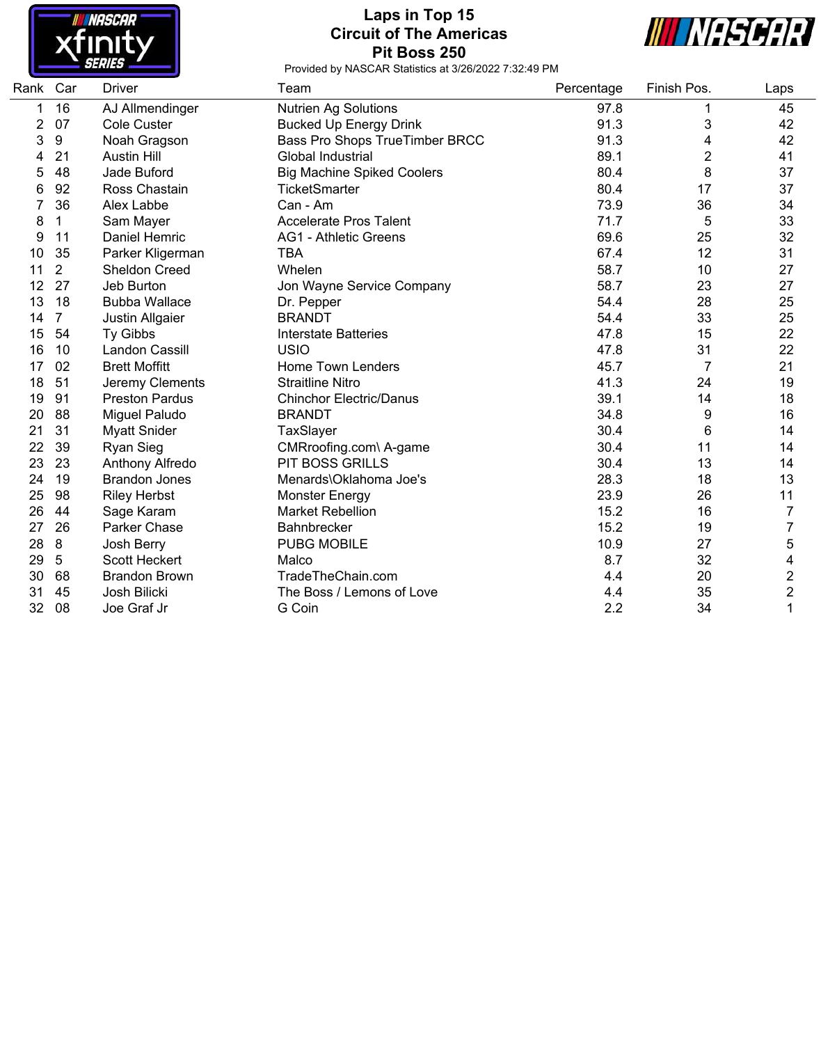# Laps in Top 15
## Circuit of The Americas
## Pit Boss 250

Provided by NASCAR Statistics at 3/26/2022 7:32:49 PM

| Rank | Car | Driver | Team | Percentage | Finish Pos. | Laps |
|---|---|---|---|---|---|---|
| 1 | 16 | AJ Allmendinger | Nutrien Ag Solutions | 97.8 | 1 | 45 |
| 2 | 07 | Cole Custer | Bucked Up Energy Drink | 91.3 | 3 | 42 |
| 3 | 9 | Noah Gragson | Bass Pro Shops TrueTimber BRCC | 91.3 | 4 | 42 |
| 4 | 21 | Austin Hill | Global Industrial | 89.1 | 2 | 41 |
| 5 | 48 | Jade Buford | Big Machine Spiked Coolers | 80.4 | 8 | 37 |
| 6 | 92 | Ross Chastain | TicketSmarter | 80.4 | 17 | 37 |
| 7 | 36 | Alex Labbe | Can - Am | 73.9 | 36 | 34 |
| 8 | 1 | Sam Mayer | Accelerate Pros Talent | 71.7 | 5 | 33 |
| 9 | 11 | Daniel Hemric | AG1 - Athletic Greens | 69.6 | 25 | 32 |
| 10 | 35 | Parker Kligerman | TBA | 67.4 | 12 | 31 |
| 11 | 2 | Sheldon Creed | Whelen | 58.7 | 10 | 27 |
| 12 | 27 | Jeb Burton | Jon Wayne Service Company | 58.7 | 23 | 27 |
| 13 | 18 | Bubba Wallace | Dr. Pepper | 54.4 | 28 | 25 |
| 14 | 7 | Justin Allgaier | BRANDT | 54.4 | 33 | 25 |
| 15 | 54 | Ty Gibbs | Interstate Batteries | 47.8 | 15 | 22 |
| 16 | 10 | Landon Cassill | USIO | 47.8 | 31 | 22 |
| 17 | 02 | Brett Moffitt | Home Town Lenders | 45.7 | 7 | 21 |
| 18 | 51 | Jeremy Clements | Straitline Nitro | 41.3 | 24 | 19 |
| 19 | 91 | Preston Pardus | Chinchor Electric/Danus | 39.1 | 14 | 18 |
| 20 | 88 | Miguel Paludo | BRANDT | 34.8 | 9 | 16 |
| 21 | 31 | Myatt Snider | TaxSlayer | 30.4 | 6 | 14 |
| 22 | 39 | Ryan Sieg | CMRroofing.com\ A-game | 30.4 | 11 | 14 |
| 23 | 23 | Anthony Alfredo | PIT BOSS GRILLS | 30.4 | 13 | 14 |
| 24 | 19 | Brandon Jones | Menards\Oklahoma Joe's | 28.3 | 18 | 13 |
| 25 | 98 | Riley Herbst | Monster Energy | 23.9 | 26 | 11 |
| 26 | 44 | Sage Karam | Market Rebellion | 15.2 | 16 | 7 |
| 27 | 26 | Parker Chase | Bahnbrecker | 15.2 | 19 | 7 |
| 28 | 8 | Josh Berry | PUBG MOBILE | 10.9 | 27 | 5 |
| 29 | 5 | Scott Heckert | Malco | 8.7 | 32 | 4 |
| 30 | 68 | Brandon Brown | TradeTheChain.com | 4.4 | 20 | 2 |
| 31 | 45 | Josh Bilicki | The Boss / Lemons of Love | 4.4 | 35 | 2 |
| 32 | 08 | Joe Graf Jr | G Coin | 2.2 | 34 | 1 |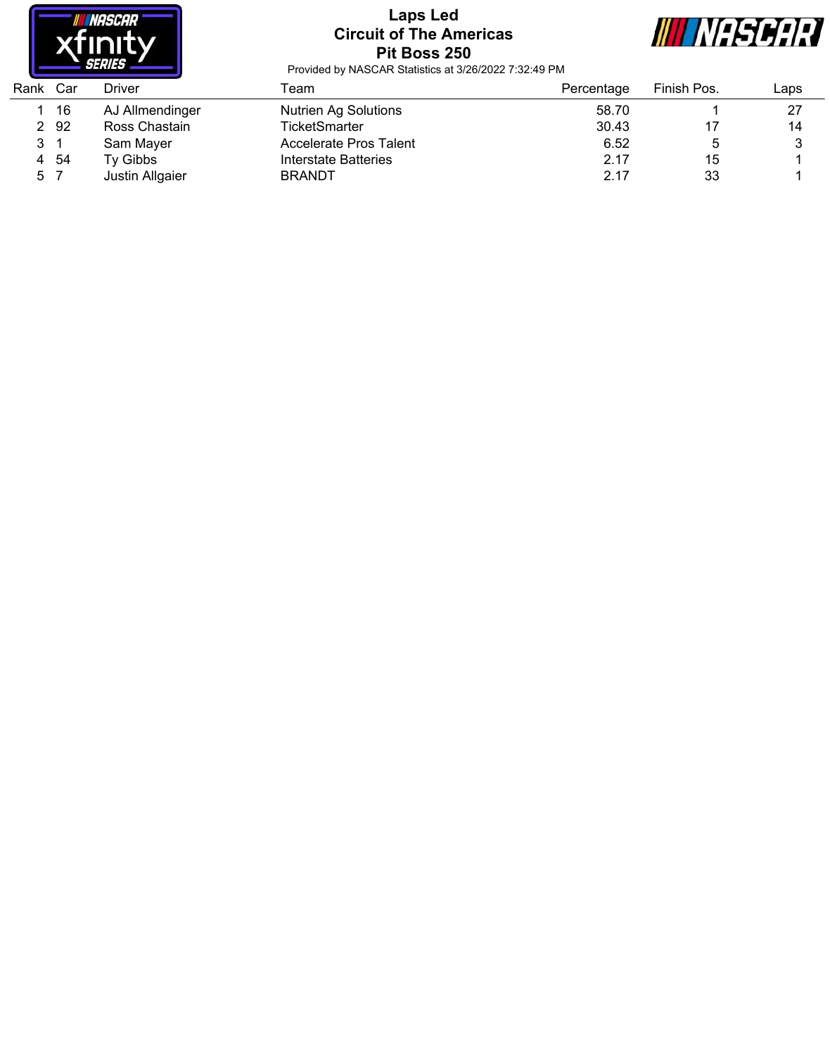# Laps Led
## Circuit of The Americas
## Pit Boss 250

Provided by NASCAR Statistics at 3/26/2022 7:32:49 PM

| Rank | Car | Driver | Team | Percentage | Finish Pos. | Laps |
|---|---|---|---|---|---|---|
| 1 | 16 | AJ Allmendinger | Nutrien Ag Solutions | 58.70 | 1 | 27 |
| 2 | 92 | Ross Chastain | TicketSmarter | 30.43 | 17 | 14 |
| 3 | 1 | Sam Mayer | Accelerate Pros Talent | 6.52 | 5 | 3 |
| 4 | 54 | Ty Gibbs | Interstate Batteries | 2.17 | 15 | 1 |
| 5 | 7 | Justin Allgaier | BRANDT | 2.17 | 33 | 1 |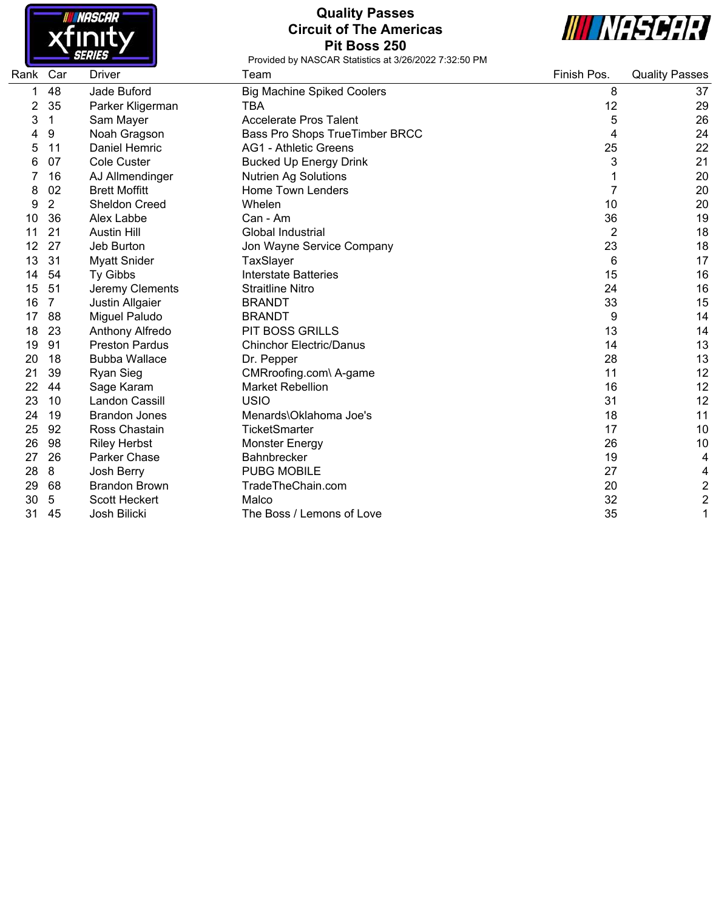# Quality Passes
## Circuit of The Americas
## Pit Boss 250

Provided by NASCAR Statistics at 3/26/2022 7:32:50 PM

| Rank | Car | Driver | Team | Finish Pos. | Quality Passes |
|---|---|---|---|---|---|
| 1 | 48 | Jade Buford | Big Machine Spiked Coolers | 8 | 37 |
| 2 | 35 | Parker Kligerman | TBA | 12 | 29 |
| 3 | 1 | Sam Mayer | Accelerate Pros Talent | 5 | 26 |
| 4 | 9 | Noah Gragson | Bass Pro Shops TrueTimber BRCC | 4 | 24 |
| 5 | 11 | Daniel Hemric | AG1 - Athletic Greens | 25 | 22 |
| 6 | 07 | Cole Custer | Bucked Up Energy Drink | 3 | 21 |
| 7 | 16 | AJ Allmendinger | Nutrien Ag Solutions | 1 | 20 |
| 8 | 02 | Brett Moffitt | Home Town Lenders | 7 | 20 |
| 9 | 2 | Sheldon Creed | Whelen | 10 | 20 |
| 10 | 36 | Alex Labbe | Can - Am | 36 | 19 |
| 11 | 21 | Austin Hill | Global Industrial | 2 | 18 |
| 12 | 27 | Jeb Burton | Jon Wayne Service Company | 23 | 18 |
| 13 | 31 | Myatt Snider | TaxSlayer | 6 | 17 |
| 14 | 54 | Ty Gibbs | Interstate Batteries | 15 | 16 |
| 15 | 51 | Jeremy Clements | Straitline Nitro | 24 | 16 |
| 16 | 7 | Justin Allgaier | BRANDT | 33 | 15 |
| 17 | 88 | Miguel Paludo | BRANDT | 9 | 14 |
| 18 | 23 | Anthony Alfredo | PIT BOSS GRILLS | 13 | 14 |
| 19 | 91 | Preston Pardus | Chinchor Electric/Danus | 14 | 13 |
| 20 | 18 | Bubba Wallace | Dr. Pepper | 28 | 13 |
| 21 | 39 | Ryan Sieg | CMRroofing.com\ A-game | 11 | 12 |
| 22 | 44 | Sage Karam | Market Rebellion | 16 | 12 |
| 23 | 10 | Landon Cassill | USIO | 31 | 12 |
| 24 | 19 | Brandon Jones | Menards\Oklahoma Joe's | 18 | 11 |
| 25 | 92 | Ross Chastain | TicketSmarter | 17 | 10 |
| 26 | 98 | Riley Herbst | Monster Energy | 26 | 10 |
| 27 | 26 | Parker Chase | Bahnbrecker | 19 | 4 |
| 28 | 8 | Josh Berry | PUBG MOBILE | 27 | 4 |
| 29 | 68 | Brandon Brown | TradeTheChain.com | 20 | 2 |
| 30 | 5 | Scott Heckert | Malco | 32 | 2 |
| 31 | 45 | Josh Bilicki | The Boss / Lemons of Love | 35 | 1 |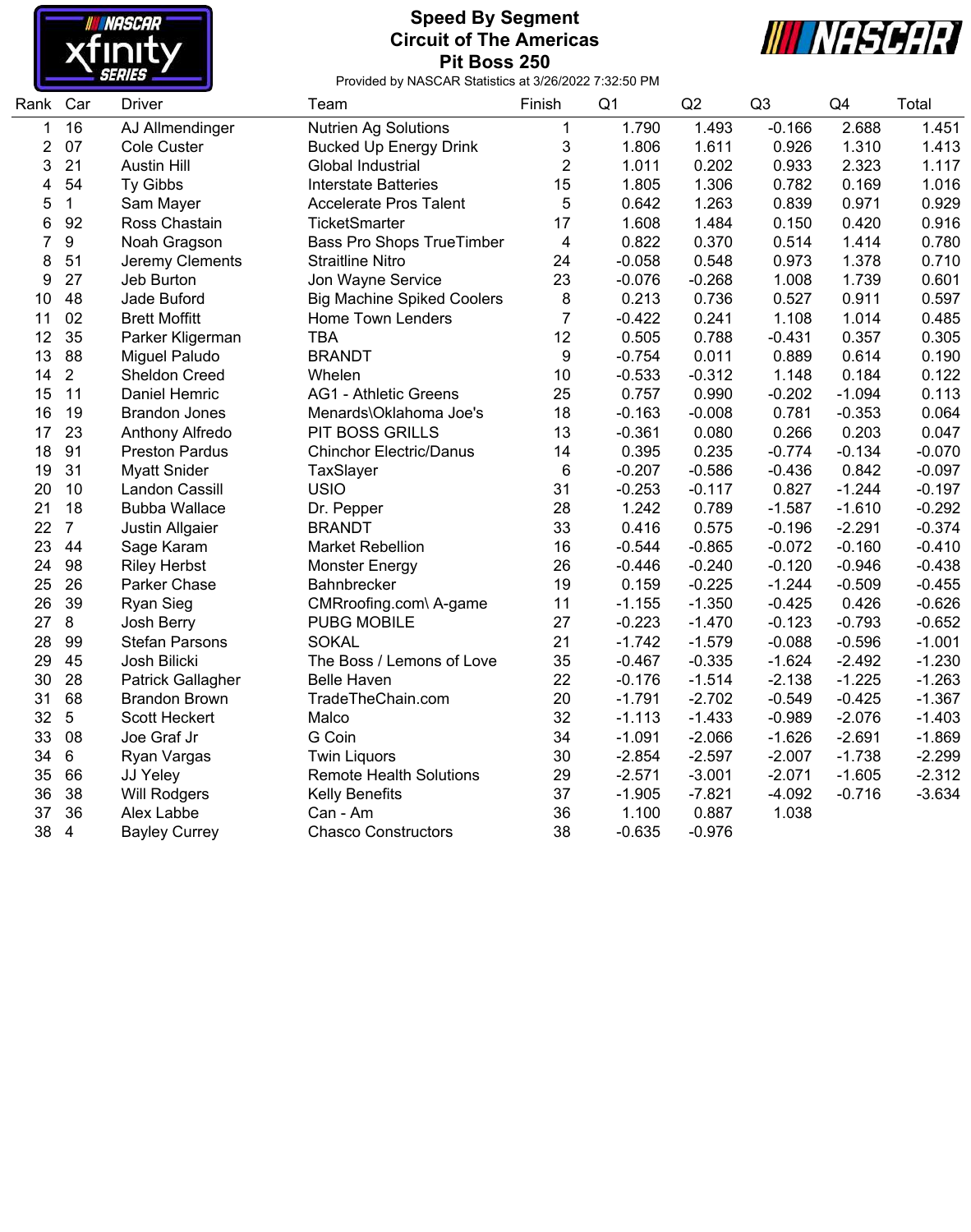# Speed By Segment
## Circuit of The Americas
## Pit Boss 250

Provided by NASCAR Statistics at 3/26/2022 7:32:50 PM

| Rank | Car | Driver | Team | Finish | Q1 | Q2 | Q3 | Q4 | Total |
|---|---|---|---|---|---|---|---|---|---|
| 1 | 16 | AJ Allmendinger | Nutrien Ag Solutions | 1 | 1.790 | 1.493 | -0.166 | 2.688 | 1.451 |
| 2 | 07 | Cole Custer | Bucked Up Energy Drink | 3 | 1.806 | 1.611 | 0.926 | 1.310 | 1.413 |
| 3 | 21 | Austin Hill | Global Industrial | 2 | 1.011 | 0.202 | 0.933 | 2.323 | 1.117 |
| 4 | 54 | Ty Gibbs | Interstate Batteries | 15 | 1.805 | 1.306 | 0.782 | 0.169 | 1.016 |
| 5 | 1 | Sam Mayer | Accelerate Pros Talent | 5 | 0.642 | 1.263 | 0.839 | 0.971 | 0.929 |
| 6 | 92 | Ross Chastain | TicketSmarter | 17 | 1.608 | 1.484 | 0.150 | 0.420 | 0.916 |
| 7 | 9 | Noah Gragson | Bass Pro Shops TrueTimber | 4 | 0.822 | 0.370 | 0.514 | 1.414 | 0.780 |
| 8 | 51 | Jeremy Clements | Straitline Nitro | 24 | -0.058 | 0.548 | 0.973 | 1.378 | 0.710 |
| 9 | 27 | Jeb Burton | Jon Wayne Service | 23 | -0.076 | -0.268 | 1.008 | 1.739 | 0.601 |
| 10 | 48 | Jade Buford | Big Machine Spiked Coolers | 8 | 0.213 | 0.736 | 0.527 | 0.911 | 0.597 |
| 11 | 02 | Brett Moffitt | Home Town Lenders | 7 | -0.422 | 0.241 | 1.108 | 1.014 | 0.485 |
| 12 | 35 | Parker Kligerman | TBA | 12 | 0.505 | 0.788 | -0.431 | 0.357 | 0.305 |
| 13 | 88 | Miguel Paludo | BRANDT | 9 | -0.754 | 0.011 | 0.889 | 0.614 | 0.190 |
| 14 | 2 | Sheldon Creed | Whelen | 10 | -0.533 | -0.312 | 1.148 | 0.184 | 0.122 |
| 15 | 11 | Daniel Hemric | AG1 - Athletic Greens | 25 | 0.757 | 0.990 | -0.202 | -1.094 | 0.113 |
| 16 | 19 | Brandon Jones | Menards\Oklahoma Joe's | 18 | -0.163 | -0.008 | 0.781 | -0.353 | 0.064 |
| 17 | 23 | Anthony Alfredo | PIT BOSS GRILLS | 13 | -0.361 | 0.080 | 0.266 | 0.203 | 0.047 |
| 18 | 91 | Preston Pardus | Chinchor Electric/Danus | 14 | 0.395 | 0.235 | -0.774 | -0.134 | -0.070 |
| 19 | 31 | Myatt Snider | TaxSlayer | 6 | -0.207 | -0.586 | -0.436 | 0.842 | -0.097 |
| 20 | 10 | Landon Cassill | USIO | 31 | -0.253 | -0.117 | 0.827 | -1.244 | -0.197 |
| 21 | 18 | Bubba Wallace | Dr. Pepper | 28 | 1.242 | 0.789 | -1.587 | -1.610 | -0.292 |
| 22 | 7 | Justin Allgaier | BRANDT | 33 | 0.416 | 0.575 | -0.196 | -2.291 | -0.374 |
| 23 | 44 | Sage Karam | Market Rebellion | 16 | -0.544 | -0.865 | -0.072 | -0.160 | -0.410 |
| 24 | 98 | Riley Herbst | Monster Energy | 26 | -0.446 | -0.240 | -0.120 | -0.946 | -0.438 |
| 25 | 26 | Parker Chase | Bahnbrecker | 19 | 0.159 | -0.225 | -1.244 | -0.509 | -0.455 |
| 26 | 39 | Ryan Sieg | CMRroofing.com\ A-game | 11 | -1.155 | -1.350 | -0.425 | 0.426 | -0.626 |
| 27 | 8 | Josh Berry | PUBG MOBILE | 27 | -0.223 | -1.470 | -0.123 | -0.793 | -0.652 |
| 28 | 99 | Stefan Parsons | SOKAL | 21 | -1.742 | -1.579 | -0.088 | -0.596 | -1.001 |
| 29 | 45 | Josh Bilicki | The Boss / Lemons of Love | 35 | -0.467 | -0.335 | -1.624 | -2.492 | -1.230 |
| 30 | 28 | Patrick Gallagher | Belle Haven | 22 | -0.176 | -1.514 | -2.138 | -1.225 | -1.263 |
| 31 | 68 | Brandon Brown | TradeTheChain.com | 20 | -1.791 | -2.702 | -0.549 | -0.425 | -1.367 |
| 32 | 5 | Scott Heckert | Malco | 32 | -1.113 | -1.433 | -0.989 | -2.076 | -1.403 |
| 33 | 08 | Joe Graf Jr | G Coin | 34 | -1.091 | -2.066 | -1.626 | -2.691 | -1.869 |
| 34 | 6 | Ryan Vargas | Twin Liquors | 30 | -2.854 | -2.597 | -2.007 | -1.738 | -2.299 |
| 35 | 66 | JJ Yeley | Remote Health Solutions | 29 | -2.571 | -3.001 | -2.071 | -1.605 | -2.312 |
| 36 | 38 | Will Rodgers | Kelly Benefits | 37 | -1.905 | -7.821 | -4.092 | -0.716 | -3.634 |
| 37 | 36 | Alex Labbe | Can - Am | 36 | 1.100 | 0.887 | 1.038 | | |
| 38 | 4 | Bayley Currey | Chasco Constructors | 38 | -0.635 | -0.976 | | | |